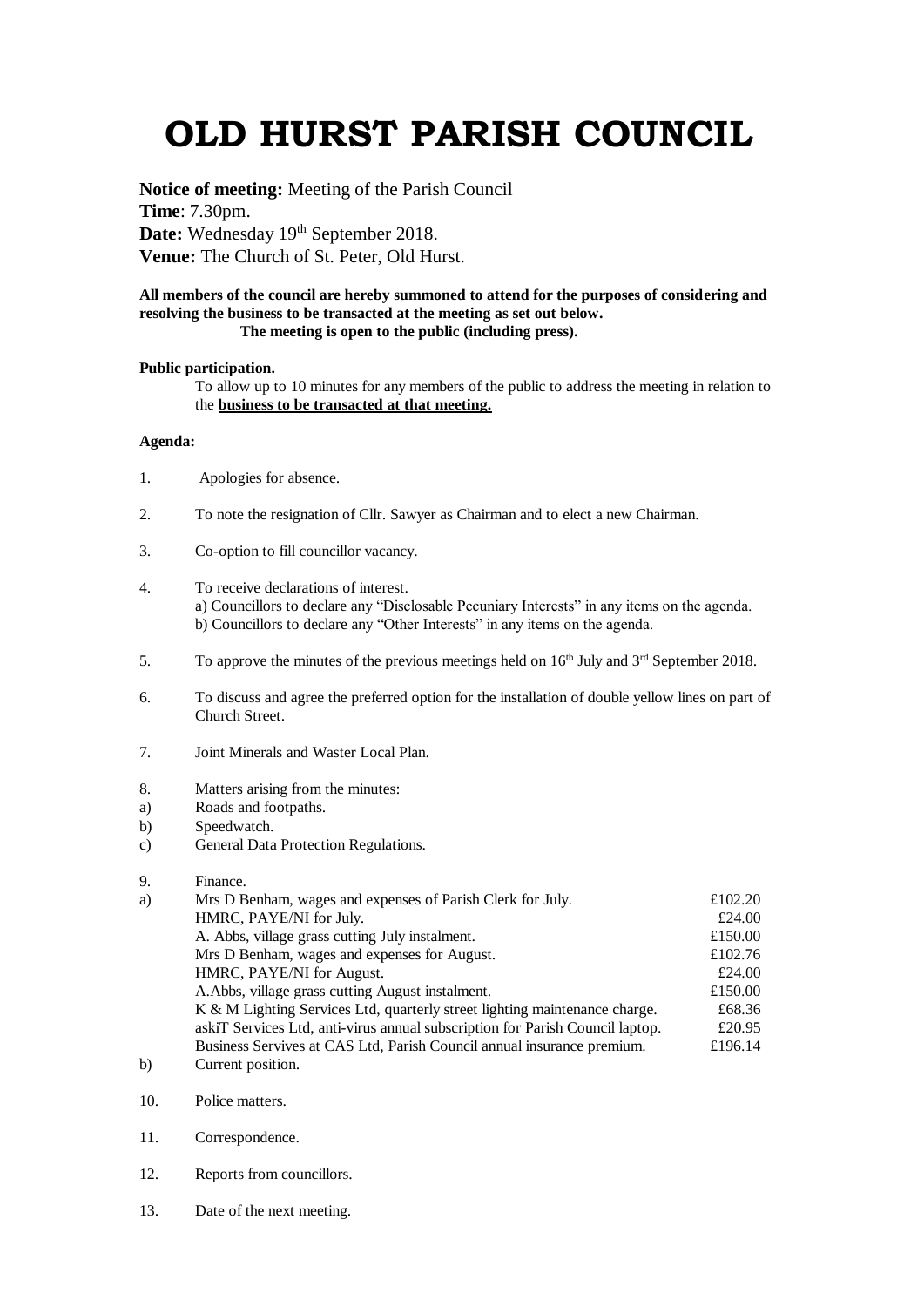# OLD HURST PARISH COUNCIL

**Notice of meeting:** Meeting of the Parish Council
**Time**: 7.30pm.
**Date:** Wednesday 19th September 2018.
**Venue:** The Church of St. Peter, Old Hurst.

**All members of the council are hereby summoned to attend for the purposes of considering and resolving the business to be transacted at the meeting as set out below.**
**The meeting is open to the public (including press).**

**Public participation.**

To allow up to 10 minutes for any members of the public to address the meeting in relation to the **business to be transacted at that meeting.**

**Agenda:**

1. Apologies for absence.

2. To note the resignation of Cllr. Sawyer as Chairman and to elect a new Chairman.

3. Co-option to fill councillor vacancy.

4. To receive declarations of interest.
   a) Councillors to declare any "Disclosable Pecuniary Interests" in any items on the agenda.
   b) Councillors to declare any "Other Interests" in any items on the agenda.

5. To approve the minutes of the previous meetings held on 16th July and 3rd September 2018.

6. To discuss and agree the preferred option for the installation of double yellow lines on part of Church Street.

7. Joint Minerals and Waster Local Plan.

8. Matters arising from the minutes:
   a) Roads and footpaths.
   b) Speedwatch.
   c) General Data Protection Regulations.

9. Finance.
   a)

| | |
|---|---|
| Mrs D Benham, wages and expenses of Parish Clerk for July. | £102.20 |
| HMRC, PAYE/NI for July. | £24.00 |
| A. Abbs, village grass cutting July instalment. | £150.00 |
| Mrs D Benham, wages and expenses for August. | £102.76 |
| HMRC, PAYE/NI for August. | £24.00 |
| A.Abbs, village grass cutting August instalment. | £150.00 |
| K & M Lighting Services Ltd, quarterly street lighting maintenance charge. | £68.36 |
| askiT Services Ltd, anti-virus annual subscription for Parish Council laptop. | £20.95 |
| Business Servives at CAS Ltd, Parish Council annual insurance premium. | £196.14 |

   b) Current position.

10. Police matters.

11. Correspondence.

12. Reports from councillors.

13. Date of the next meeting.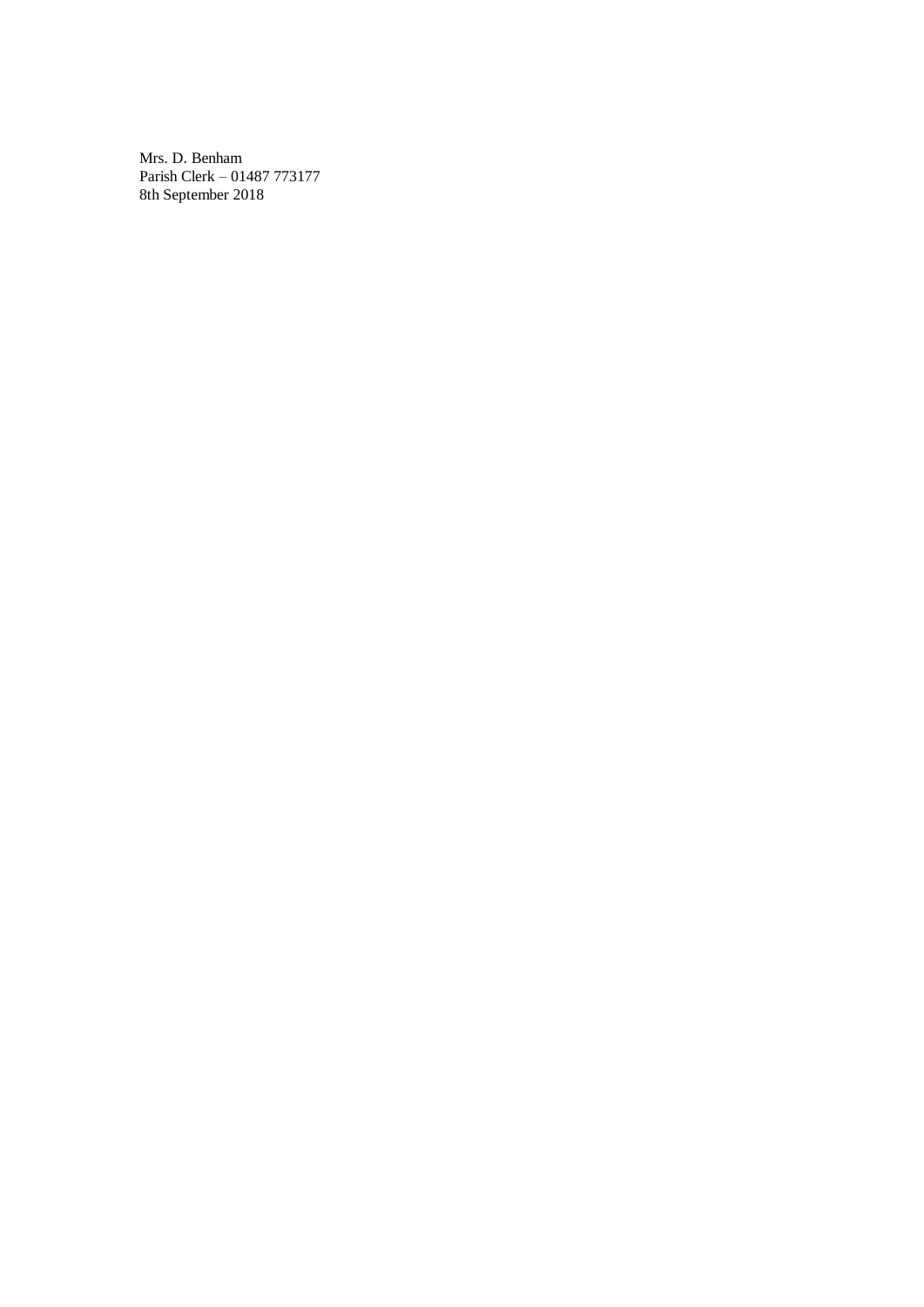Mrs. D. Benham
Parish Clerk – 01487 773177
8th September 2018